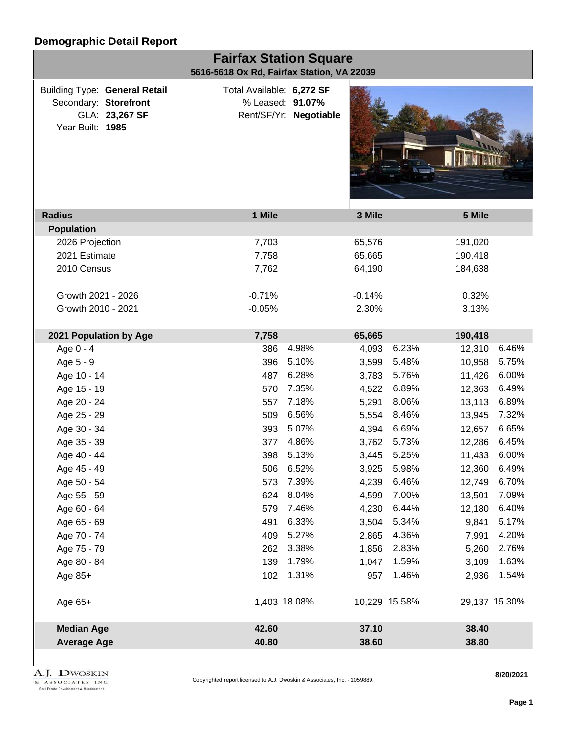# Demographic Detail Report

## Fairfax Station Square

**5616-5618 Ox Rd, Fairfax Station, VA 22039**

Building Type: **General Retail**
Secondary: **Storefront**
GLA: **23,267 SF**
Year Built: **1985**

Total Available: **6,272 SF**
% Leased: **91.07%**
Rent/SF/Yr: **Negotiable**

| Radius | 1 Mile | | 3 Mile | | 5 Mile | |
|---|---|---|---|---|---|---|
| **Population** | | | | | | |
| 2026 Projection | 7,703 | | 65,576 | | 191,020 | |
| 2021 Estimate | 7,758 | | 65,665 | | 190,418 | |
| 2010 Census | 7,762 | | 64,190 | | 184,638 | |
| Growth 2021 - 2026 | -0.71% | | -0.14% | | 0.32% | |
| Growth 2010 - 2021 | -0.05% | | 2.30% | | 3.13% | |
| **2021 Population by Age** | **7,758** | | **65,665** | | **190,418** | |
| Age 0 - 4 | 386 | 4.98% | 4,093 | 6.23% | 12,310 | 6.46% |
| Age 5 - 9 | 396 | 5.10% | 3,599 | 5.48% | 10,958 | 5.75% |
| Age 10 - 14 | 487 | 6.28% | 3,783 | 5.76% | 11,426 | 6.00% |
| Age 15 - 19 | 570 | 7.35% | 4,522 | 6.89% | 12,363 | 6.49% |
| Age 20 - 24 | 557 | 7.18% | 5,291 | 8.06% | 13,113 | 6.89% |
| Age 25 - 29 | 509 | 6.56% | 5,554 | 8.46% | 13,945 | 7.32% |
| Age 30 - 34 | 393 | 5.07% | 4,394 | 6.69% | 12,657 | 6.65% |
| Age 35 - 39 | 377 | 4.86% | 3,762 | 5.73% | 12,286 | 6.45% |
| Age 40 - 44 | 398 | 5.13% | 3,445 | 5.25% | 11,433 | 6.00% |
| Age 45 - 49 | 506 | 6.52% | 3,925 | 5.98% | 12,360 | 6.49% |
| Age 50 - 54 | 573 | 7.39% | 4,239 | 6.46% | 12,749 | 6.70% |
| Age 55 - 59 | 624 | 8.04% | 4,599 | 7.00% | 13,501 | 7.09% |
| Age 60 - 64 | 579 | 7.46% | 4,230 | 6.44% | 12,180 | 6.40% |
| Age 65 - 69 | 491 | 6.33% | 3,504 | 5.34% | 9,841 | 5.17% |
| Age 70 - 74 | 409 | 5.27% | 2,865 | 4.36% | 7,991 | 4.20% |
| Age 75 - 79 | 262 | 3.38% | 1,856 | 2.83% | 5,260 | 2.76% |
| Age 80 - 84 | 139 | 1.79% | 1,047 | 1.59% | 3,109 | 1.63% |
| Age 85+ | 102 | 1.31% | 957 | 1.46% | 2,936 | 1.54% |
| Age 65+ | 1,403 | 18.08% | 10,229 | 15.58% | 29,137 | 15.30% |
| **Median Age** | **42.60** | | **37.10** | | **38.40** | |
| **Average Age** | **40.80** | | **38.60** | | **38.80** | |

Copyrighted report licensed to A.J. Dwoskin & Associates, Inc. - 1059889.

8/20/2021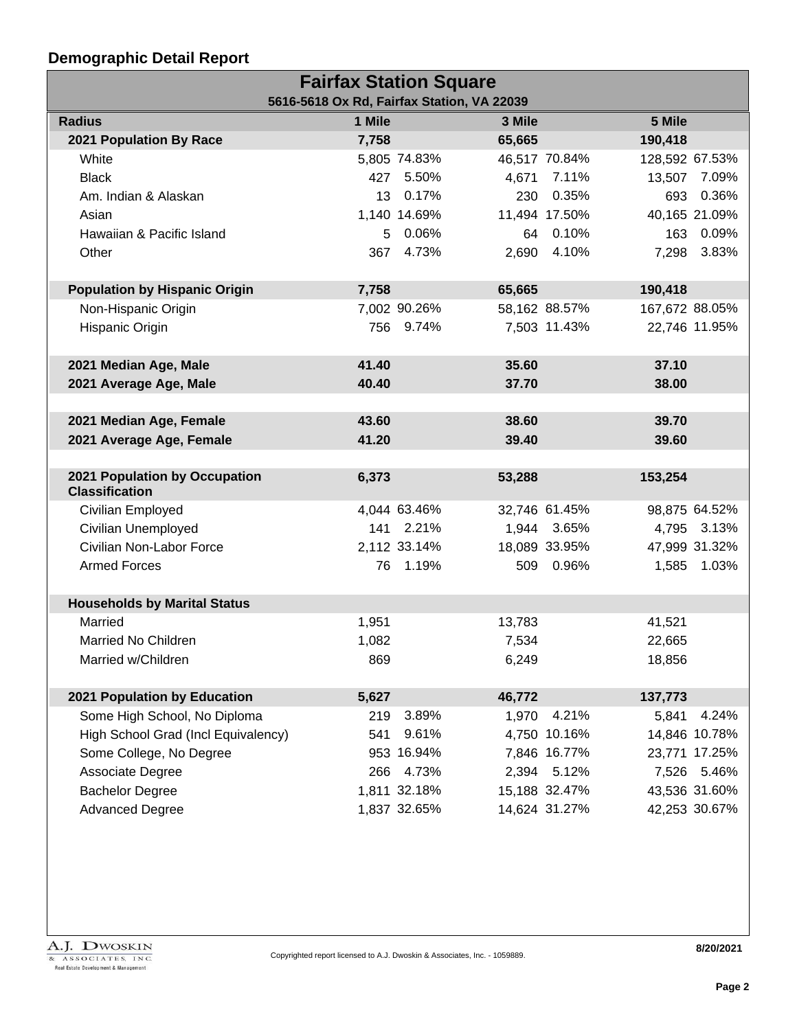## Demographic Detail Report

### Fairfax Station Square

**5616-5618 Ox Rd, Fairfax Station, VA 22039**

| Radius | 1 Mile | | 3 Mile | | 5 Mile | |
|---|---|---|---|---|---|---|
| **2021 Population By Race** | **7,758** | | **65,665** | | **190,418** | |
| White | 5,805 | 74.83% | 46,517 | 70.84% | 128,592 | 67.53% |
| Black | 427 | 5.50% | 4,671 | 7.11% | 13,507 | 7.09% |
| Am. Indian & Alaskan | 13 | 0.17% | 230 | 0.35% | 693 | 0.36% |
| Asian | 1,140 | 14.69% | 11,494 | 17.50% | 40,165 | 21.09% |
| Hawaiian & Pacific Island | 5 | 0.06% | 64 | 0.10% | 163 | 0.09% |
| Other | 367 | 4.73% | 2,690 | 4.10% | 7,298 | 3.83% |
| **Population by Hispanic Origin** | **7,758** | | **65,665** | | **190,418** | |
| Non-Hispanic Origin | 7,002 | 90.26% | 58,162 | 88.57% | 167,672 | 88.05% |
| Hispanic Origin | 756 | 9.74% | 7,503 | 11.43% | 22,746 | 11.95% |
| **2021 Median Age, Male** | **41.40** | | **35.60** | | **37.10** | |
| **2021 Average Age, Male** | **40.40** | | **37.70** | | **38.00** | |
| **2021 Median Age, Female** | **43.60** | | **38.60** | | **39.70** | |
| **2021 Average Age, Female** | **41.20** | | **39.40** | | **39.60** | |
| **2021 Population by Occupation Classification** | **6,373** | | **53,288** | | **153,254** | |
| Civilian Employed | 4,044 | 63.46% | 32,746 | 61.45% | 98,875 | 64.52% |
| Civilian Unemployed | 141 | 2.21% | 1,944 | 3.65% | 4,795 | 3.13% |
| Civilian Non-Labor Force | 2,112 | 33.14% | 18,089 | 33.95% | 47,999 | 31.32% |
| Armed Forces | 76 | 1.19% | 509 | 0.96% | 1,585 | 1.03% |
| **Households by Marital Status** | | | | | | |
| Married | 1,951 | | 13,783 | | 41,521 | |
| Married No Children | 1,082 | | 7,534 | | 22,665 | |
| Married w/Children | 869 | | 6,249 | | 18,856 | |
| **2021 Population by Education** | **5,627** | | **46,772** | | **137,773** | |
| Some High School, No Diploma | 219 | 3.89% | 1,970 | 4.21% | 5,841 | 4.24% |
| High School Grad (Incl Equivalency) | 541 | 9.61% | 4,750 | 10.16% | 14,846 | 10.78% |
| Some College, No Degree | 953 | 16.94% | 7,846 | 16.77% | 23,771 | 17.25% |
| Associate Degree | 266 | 4.73% | 2,394 | 5.12% | 7,526 | 5.46% |
| Bachelor Degree | 1,811 | 32.18% | 15,188 | 32.47% | 43,536 | 31.60% |
| Advanced Degree | 1,837 | 32.65% | 14,624 | 31.27% | 42,253 | 30.67% |

A.J. Dwoskin & Associates, Inc. Real Estate Development & Management

Copyrighted report licensed to A.J. Dwoskin & Associates, Inc. - 1059889.

8/20/2021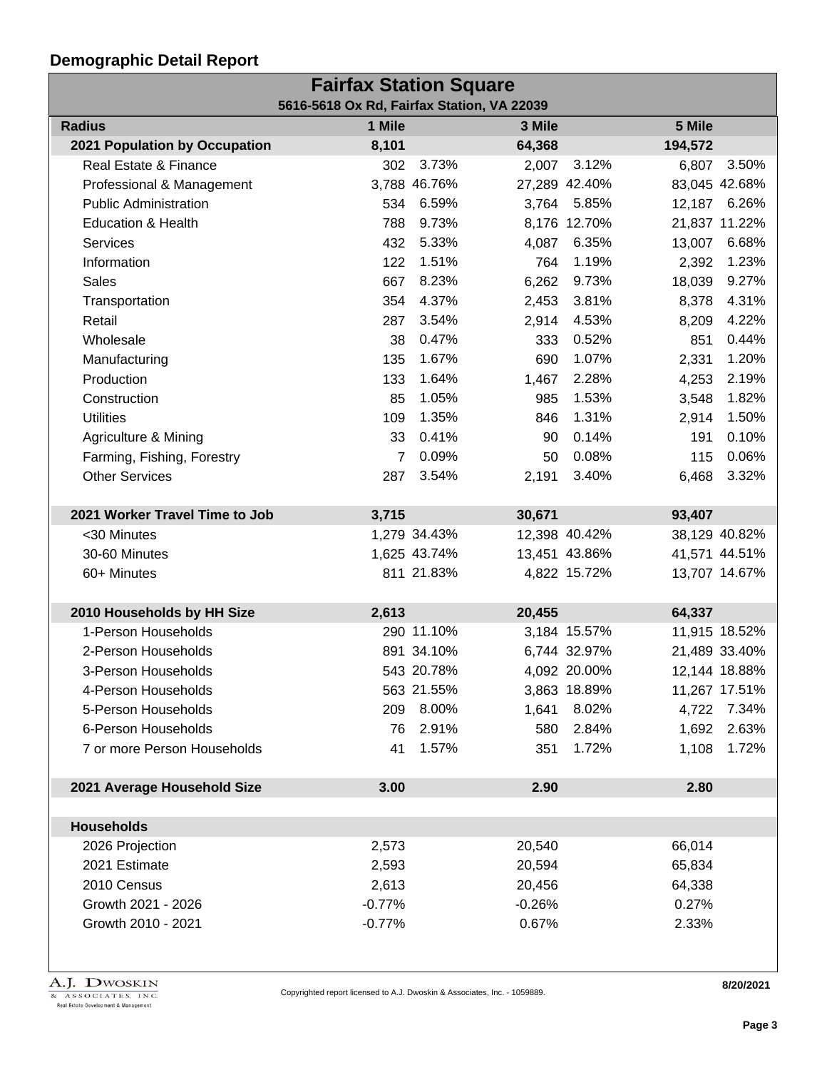## Demographic Detail Report

# Fairfax Station Square

**5616-5618 Ox Rd, Fairfax Station, VA 22039**

| Radius | 1 Mile | | 3 Mile | | 5 Mile | |
|---|---|---|---|---|---|---|
| **2021 Population by Occupation** | **8,101** | | **64,368** | | **194,572** | |
| Real Estate & Finance | 302 | 3.73% | 2,007 | 3.12% | 6,807 | 3.50% |
| Professional & Management | 3,788 | 46.76% | 27,289 | 42.40% | 83,045 | 42.68% |
| Public Administration | 534 | 6.59% | 3,764 | 5.85% | 12,187 | 6.26% |
| Education & Health | 788 | 9.73% | 8,176 | 12.70% | 21,837 | 11.22% |
| Services | 432 | 5.33% | 4,087 | 6.35% | 13,007 | 6.68% |
| Information | 122 | 1.51% | 764 | 1.19% | 2,392 | 1.23% |
| Sales | 667 | 8.23% | 6,262 | 9.73% | 18,039 | 9.27% |
| Transportation | 354 | 4.37% | 2,453 | 3.81% | 8,378 | 4.31% |
| Retail | 287 | 3.54% | 2,914 | 4.53% | 8,209 | 4.22% |
| Wholesale | 38 | 0.47% | 333 | 0.52% | 851 | 0.44% |
| Manufacturing | 135 | 1.67% | 690 | 1.07% | 2,331 | 1.20% |
| Production | 133 | 1.64% | 1,467 | 2.28% | 4,253 | 2.19% |
| Construction | 85 | 1.05% | 985 | 1.53% | 3,548 | 1.82% |
| Utilities | 109 | 1.35% | 846 | 1.31% | 2,914 | 1.50% |
| Agriculture & Mining | 33 | 0.41% | 90 | 0.14% | 191 | 0.10% |
| Farming, Fishing, Forestry | 7 | 0.09% | 50 | 0.08% | 115 | 0.06% |
| Other Services | 287 | 3.54% | 2,191 | 3.40% | 6,468 | 3.32% |
| | | | | | | |
| **2021 Worker Travel Time to Job** | **3,715** | | **30,671** | | **93,407** | |
| <30 Minutes | 1,279 | 34.43% | 12,398 | 40.42% | 38,129 | 40.82% |
| 30-60 Minutes | 1,625 | 43.74% | 13,451 | 43.86% | 41,571 | 44.51% |
| 60+ Minutes | 811 | 21.83% | 4,822 | 15.72% | 13,707 | 14.67% |
| | | | | | | |
| **2010 Households by HH Size** | **2,613** | | **20,455** | | **64,337** | |
| 1-Person Households | 290 | 11.10% | 3,184 | 15.57% | 11,915 | 18.52% |
| 2-Person Households | 891 | 34.10% | 6,744 | 32.97% | 21,489 | 33.40% |
| 3-Person Households | 543 | 20.78% | 4,092 | 20.00% | 12,144 | 18.88% |
| 4-Person Households | 563 | 21.55% | 3,863 | 18.89% | 11,267 | 17.51% |
| 5-Person Households | 209 | 8.00% | 1,641 | 8.02% | 4,722 | 7.34% |
| 6-Person Households | 76 | 2.91% | 580 | 2.84% | 1,692 | 2.63% |
| 7 or more Person Households | 41 | 1.57% | 351 | 1.72% | 1,108 | 1.72% |
| | | | | | | |
| **2021 Average Household Size** | **3.00** | | **2.90** | | **2.80** | |
| | | | | | | |
| **Households** | | | | | | |
| 2026 Projection | 2,573 | | 20,540 | | 66,014 | |
| 2021 Estimate | 2,593 | | 20,594 | | 65,834 | |
| 2010 Census | 2,613 | | 20,456 | | 64,338 | |
| Growth 2021 - 2026 | -0.77% | | -0.26% | | 0.27% | |
| Growth 2010 - 2021 | -0.77% | | 0.67% | | 2.33% | |

A.J. Dwoskin & Associates, Inc. Real Estate Development & Management

Copyrighted report licensed to A.J. Dwoskin & Associates, Inc. - 1059889.

8/20/2021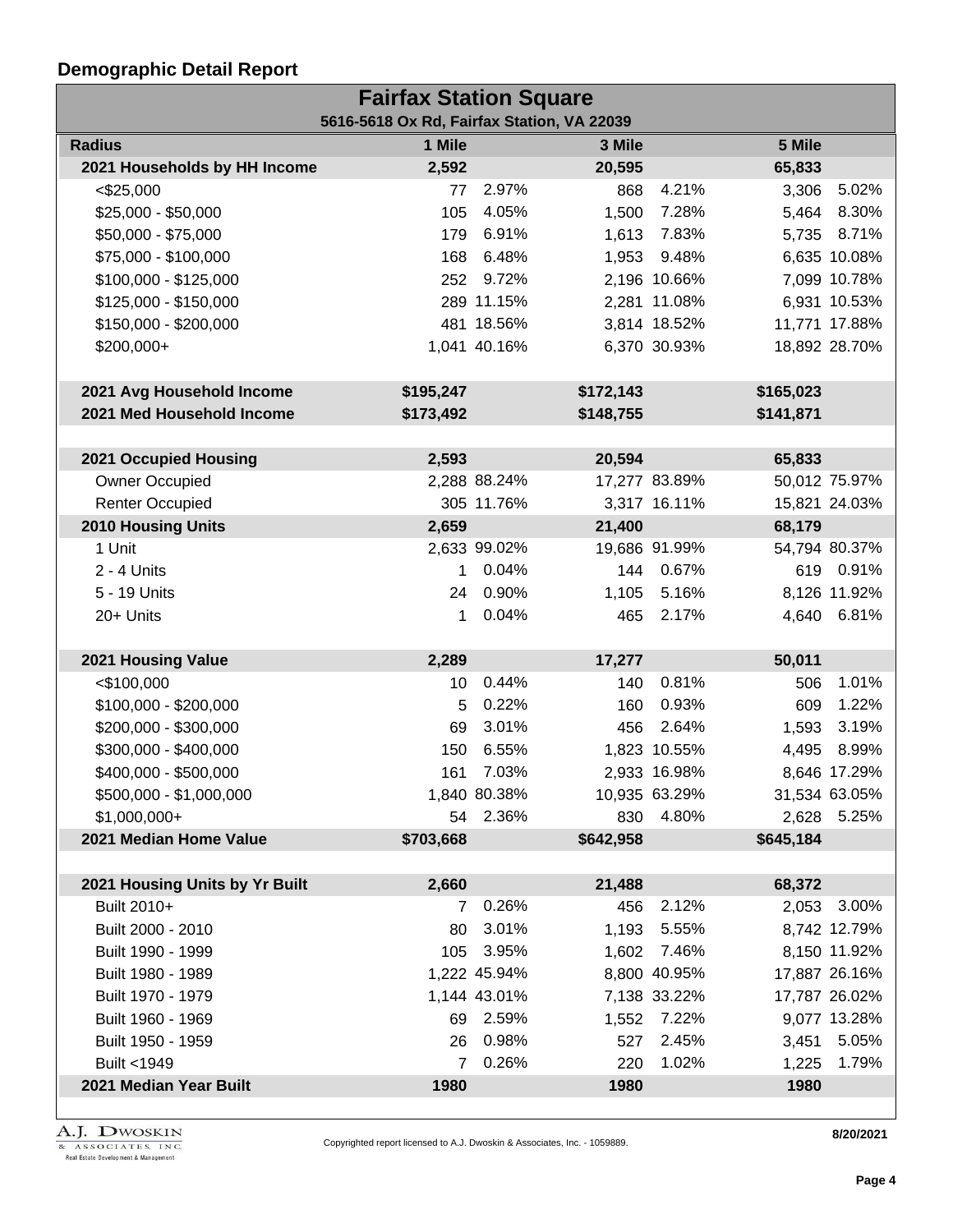## Demographic Detail Report

| Fairfax Station Square | | | | | | |
|---|---|---|---|---|---|---|
| 5616-5618 Ox Rd, Fairfax Station, VA 22039 | | | | | | |
| **Radius** | **1 Mile** | | **3 Mile** | | **5 Mile** | |
| **2021 Households by HH Income** | **2,592** | | **20,595** | | **65,833** | |
| <$25,000 | 77 | 2.97% | 868 | 4.21% | 3,306 | 5.02% |
| $25,000 - $50,000 | 105 | 4.05% | 1,500 | 7.28% | 5,464 | 8.30% |
| $50,000 - $75,000 | 179 | 6.91% | 1,613 | 7.83% | 5,735 | 8.71% |
| $75,000 - $100,000 | 168 | 6.48% | 1,953 | 9.48% | 6,635 | 10.08% |
| $100,000 - $125,000 | 252 | 9.72% | 2,196 | 10.66% | 7,099 | 10.78% |
| $125,000 - $150,000 | 289 | 11.15% | 2,281 | 11.08% | 6,931 | 10.53% |
| $150,000 - $200,000 | 481 | 18.56% | 3,814 | 18.52% | 11,771 | 17.88% |
| $200,000+ | 1,041 | 40.16% | 6,370 | 30.93% | 18,892 | 28.70% |
| **2021 Avg Household Income** | **$195,247** | | **$172,143** | | **$165,023** | |
| **2021 Med Household Income** | **$173,492** | | **$148,755** | | **$141,871** | |
| **2021 Occupied Housing** | **2,593** | | **20,594** | | **65,833** | |
| Owner Occupied | 2,288 | 88.24% | 17,277 | 83.89% | 50,012 | 75.97% |
| Renter Occupied | 305 | 11.76% | 3,317 | 16.11% | 15,821 | 24.03% |
| **2010 Housing Units** | **2,659** | | **21,400** | | **68,179** | |
| 1 Unit | 2,633 | 99.02% | 19,686 | 91.99% | 54,794 | 80.37% |
| 2 - 4 Units | 1 | 0.04% | 144 | 0.67% | 619 | 0.91% |
| 5 - 19 Units | 24 | 0.90% | 1,105 | 5.16% | 8,126 | 11.92% |
| 20+ Units | 1 | 0.04% | 465 | 2.17% | 4,640 | 6.81% |
| **2021 Housing Value** | **2,289** | | **17,277** | | **50,011** | |
| <$100,000 | 10 | 0.44% | 140 | 0.81% | 506 | 1.01% |
| $100,000 - $200,000 | 5 | 0.22% | 160 | 0.93% | 609 | 1.22% |
| $200,000 - $300,000 | 69 | 3.01% | 456 | 2.64% | 1,593 | 3.19% |
| $300,000 - $400,000 | 150 | 6.55% | 1,823 | 10.55% | 4,495 | 8.99% |
| $400,000 - $500,000 | 161 | 7.03% | 2,933 | 16.98% | 8,646 | 17.29% |
| $500,000 - $1,000,000 | 1,840 | 80.38% | 10,935 | 63.29% | 31,534 | 63.05% |
| $1,000,000+ | 54 | 2.36% | 830 | 4.80% | 2,628 | 5.25% |
| **2021 Median Home Value** | **$703,668** | | **$642,958** | | **$645,184** | |
| **2021 Housing Units by Yr Built** | **2,660** | | **21,488** | | **68,372** | |
| Built 2010+ | 7 | 0.26% | 456 | 2.12% | 2,053 | 3.00% |
| Built 2000 - 2010 | 80 | 3.01% | 1,193 | 5.55% | 8,742 | 12.79% |
| Built 1990 - 1999 | 105 | 3.95% | 1,602 | 7.46% | 8,150 | 11.92% |
| Built 1980 - 1989 | 1,222 | 45.94% | 8,800 | 40.95% | 17,887 | 26.16% |
| Built 1970 - 1979 | 1,144 | 43.01% | 7,138 | 33.22% | 17,787 | 26.02% |
| Built 1960 - 1969 | 69 | 2.59% | 1,552 | 7.22% | 9,077 | 13.28% |
| Built 1950 - 1959 | 26 | 0.98% | 527 | 2.45% | 3,451 | 5.05% |
| Built <1949 | 7 | 0.26% | 220 | 1.02% | 1,225 | 1.79% |
| **2021 Median Year Built** | **1980** | | **1980** | | **1980** | |

A.J. Dwoskin & Associates, Inc. Real Estate Development & Management

Copyrighted report licensed to A.J. Dwoskin & Associates, Inc. - 1059889.

8/20/2021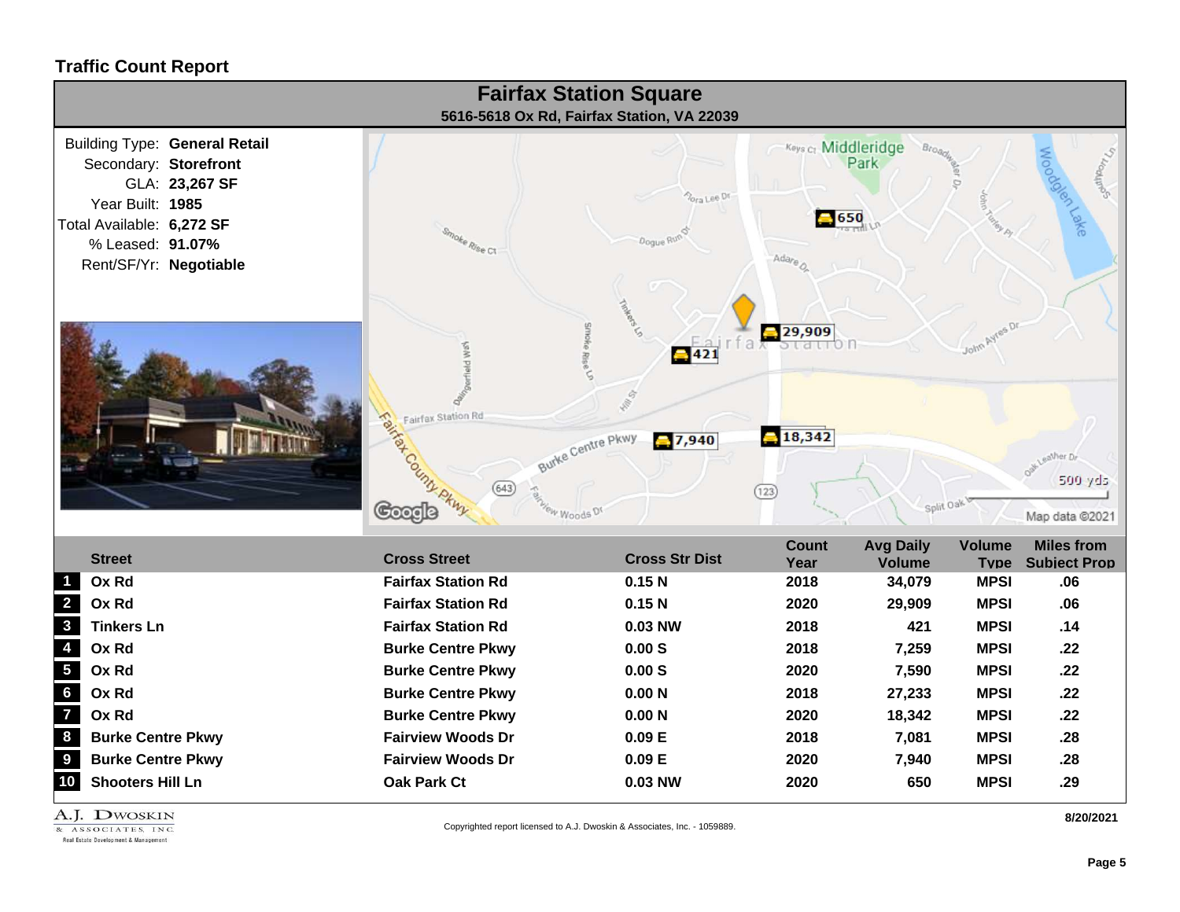## Traffic Count Report

# Fairfax Station Square

**5616-5618 Ox Rd, Fairfax Station, VA 22039**

Building Type: **General Retail**
Secondary: **Storefront**
GLA: **23,267 SF**
Year Built: **1985**
Total Available: **6,272 SF**
% Leased: **91.07%**
Rent/SF/Yr: **Negotiable**

| | Street | Cross Street | Cross Str Dist | Count Year | Avg Daily Volume | Volume Type | Miles from Subject Prop |
|---|---|---|---|---|---|---|---|
| 1 | Ox Rd | Fairfax Station Rd | 0.15 N | 2018 | 34,079 | MPSI | .06 |
| 2 | Ox Rd | Fairfax Station Rd | 0.15 N | 2020 | 29,909 | MPSI | .06 |
| 3 | Tinkers Ln | Fairfax Station Rd | 0.03 NW | 2018 | 421 | MPSI | .14 |
| 4 | Ox Rd | Burke Centre Pkwy | 0.00 S | 2018 | 7,259 | MPSI | .22 |
| 5 | Ox Rd | Burke Centre Pkwy | 0.00 S | 2020 | 7,590 | MPSI | .22 |
| 6 | Ox Rd | Burke Centre Pkwy | 0.00 N | 2018 | 27,233 | MPSI | .22 |
| 7 | Ox Rd | Burke Centre Pkwy | 0.00 N | 2020 | 18,342 | MPSI | .22 |
| 8 | Burke Centre Pkwy | Fairview Woods Dr | 0.09 E | 2018 | 7,081 | MPSI | .28 |
| 9 | Burke Centre Pkwy | Fairview Woods Dr | 0.09 E | 2020 | 7,940 | MPSI | .28 |
| 10 | Shooters Hill Ln | Oak Park Ct | 0.03 NW | 2020 | 650 | MPSI | .29 |

A.J. Dwoskin & Associates, Inc. Real Estate Development & Management

Copyrighted report licensed to A.J. Dwoskin & Associates, Inc. - 1059889.

8/20/2021